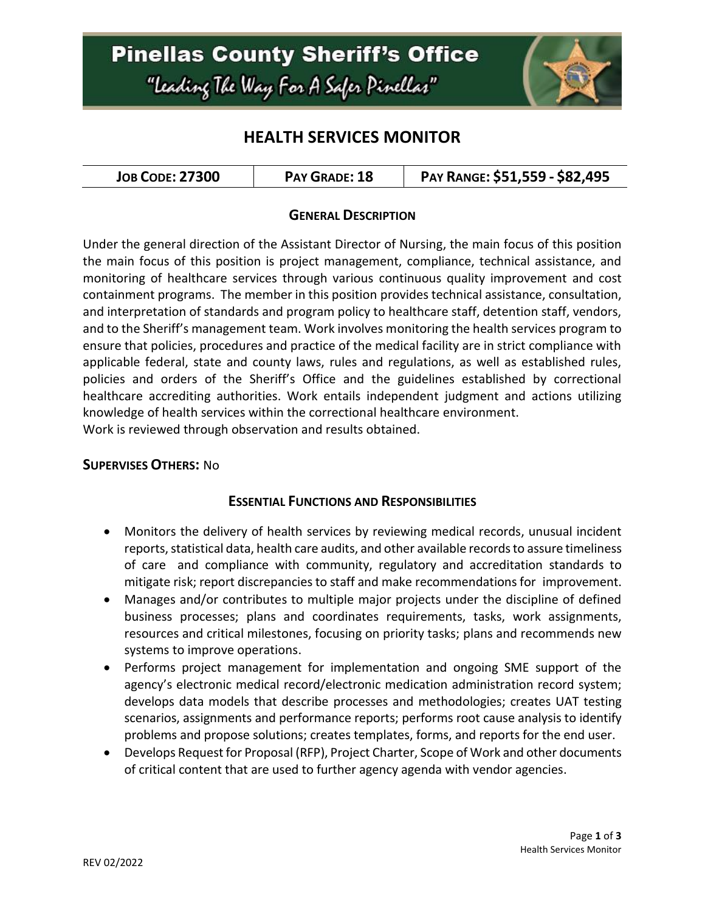# Pinellas County Sheriff's Office

*"Leading The Way For A Safer Pinellas"*

## HEALTH SERVICES MONITOR

| JOB CODE: 27300 | PAY GRADE: 18 | PAY RANGE: $51,559 - $82,495 |
|---|---|---|

### GENERAL DESCRIPTION

Under the general direction of the Assistant Director of Nursing, the main focus of this position the main focus of this position is project management, compliance, technical assistance, and monitoring of healthcare services through various continuous quality improvement and cost containment programs. The member in this position provides technical assistance, consultation, and interpretation of standards and program policy to healthcare staff, detention staff, vendors, and to the Sheriff's management team. Work involves monitoring the health services program to ensure that policies, procedures and practice of the medical facility are in strict compliance with applicable federal, state and county laws, rules and regulations, as well as established rules, policies and orders of the Sheriff's Office and the guidelines established by correctional healthcare accrediting authorities. Work entails independent judgment and actions utilizing knowledge of health services within the correctional healthcare environment.
Work is reviewed through observation and results obtained.

**SUPERVISES OTHERS:** No

### ESSENTIAL FUNCTIONS AND RESPONSIBILITIES

- Monitors the delivery of health services by reviewing medical records, unusual incident reports, statistical data, health care audits, and other available records to assure timeliness of care and compliance with community, regulatory and accreditation standards to mitigate risk; report discrepancies to staff and make recommendations for improvement.
- Manages and/or contributes to multiple major projects under the discipline of defined business processes; plans and coordinates requirements, tasks, work assignments, resources and critical milestones, focusing on priority tasks; plans and recommends new systems to improve operations.
- Performs project management for implementation and ongoing SME support of the agency's electronic medical record/electronic medication administration record system; develops data models that describe processes and methodologies; creates UAT testing scenarios, assignments and performance reports; performs root cause analysis to identify problems and propose solutions; creates templates, forms, and reports for the end user.
- Develops Request for Proposal (RFP), Project Charter, Scope of Work and other documents of critical content that are used to further agency agenda with vendor agencies.

REV 02/2022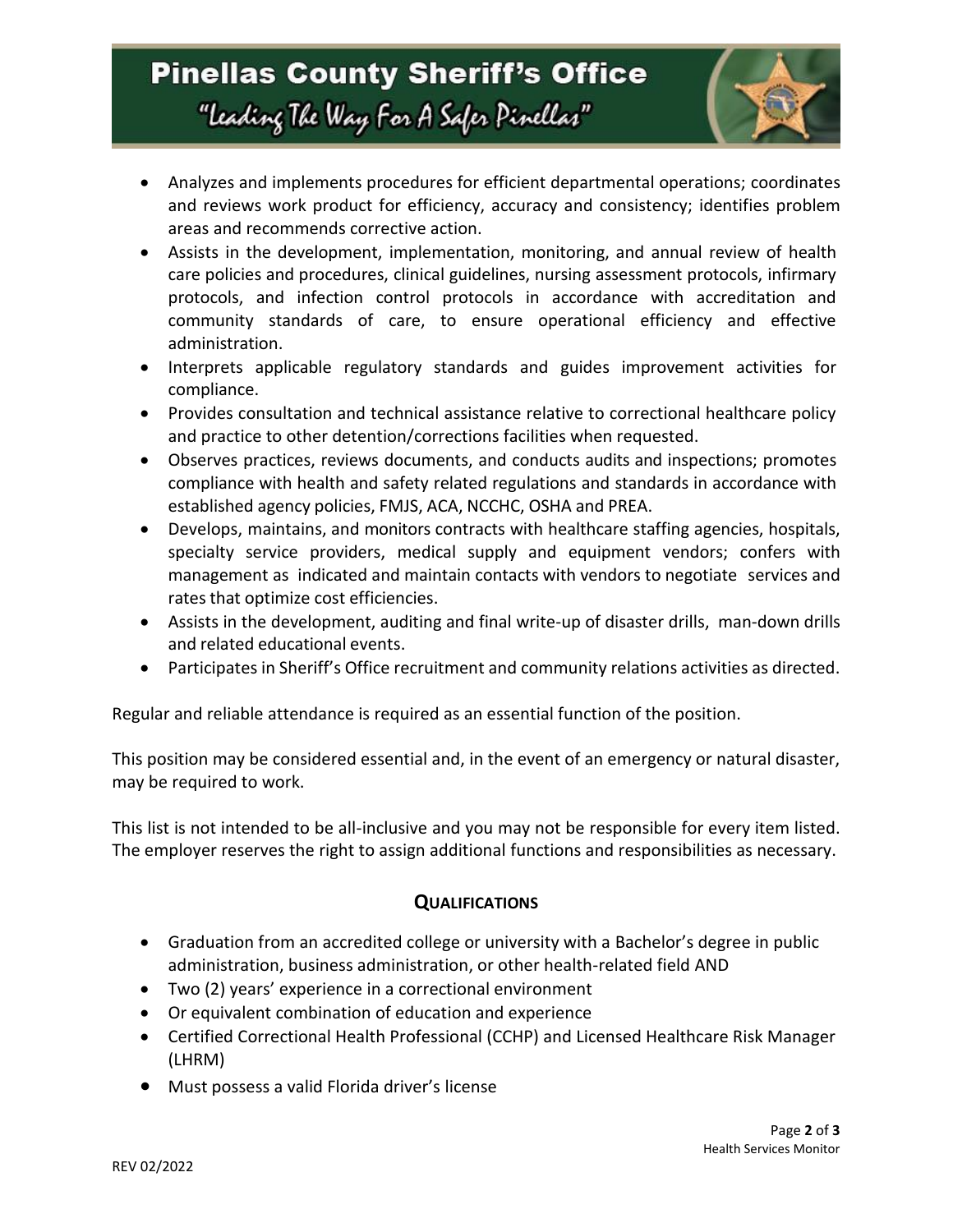- Analyzes and implements procedures for efficient departmental operations; coordinates and reviews work product for efficiency, accuracy and consistency; identifies problem areas and recommends corrective action.
- Assists in the development, implementation, monitoring, and annual review of health care policies and procedures, clinical guidelines, nursing assessment protocols, infirmary protocols, and infection control protocols in accordance with accreditation and community standards of care, to ensure operational efficiency and effective administration.
- Interprets applicable regulatory standards and guides improvement activities for compliance.
- Provides consultation and technical assistance relative to correctional healthcare policy and practice to other detention/corrections facilities when requested.
- Observes practices, reviews documents, and conducts audits and inspections; promotes compliance with health and safety related regulations and standards in accordance with established agency policies, FMJS, ACA, NCCHC, OSHA and PREA.
- Develops, maintains, and monitors contracts with healthcare staffing agencies, hospitals, specialty service providers, medical supply and equipment vendors; confers with management as indicated and maintain contacts with vendors to negotiate services and rates that optimize cost efficiencies.
- Assists in the development, auditing and final write-up of disaster drills, man-down drills and related educational events.
- Participates in Sheriff's Office recruitment and community relations activities as directed.

Regular and reliable attendance is required as an essential function of the position.

This position may be considered essential and, in the event of an emergency or natural disaster, may be required to work.

This list is not intended to be all-inclusive and you may not be responsible for every item listed. The employer reserves the right to assign additional functions and responsibilities as necessary.

## Qualifications

- Graduation from an accredited college or university with a Bachelor's degree in public administration, business administration, or other health-related field AND
- Two (2) years' experience in a correctional environment
- Or equivalent combination of education and experience
- Certified Correctional Health Professional (CCHP) and Licensed Healthcare Risk Manager (LHRM)
- Must possess a valid Florida driver's license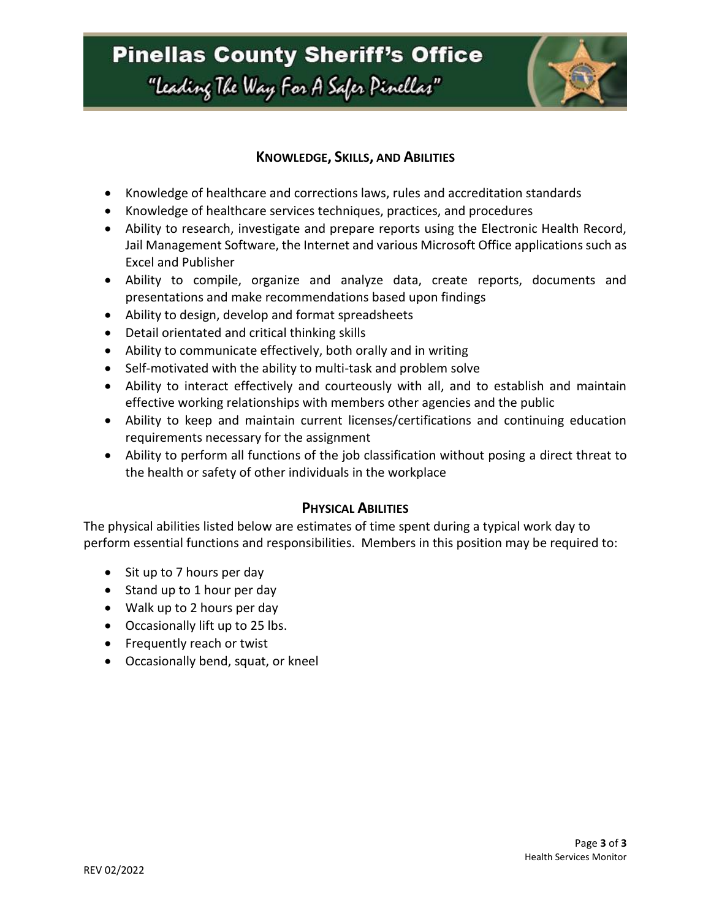## Knowledge, Skills, and Abilities

- Knowledge of healthcare and corrections laws, rules and accreditation standards
- Knowledge of healthcare services techniques, practices, and procedures
- Ability to research, investigate and prepare reports using the Electronic Health Record, Jail Management Software, the Internet and various Microsoft Office applications such as Excel and Publisher
- Ability to compile, organize and analyze data, create reports, documents and presentations and make recommendations based upon findings
- Ability to design, develop and format spreadsheets
- Detail orientated and critical thinking skills
- Ability to communicate effectively, both orally and in writing
- Self-motivated with the ability to multi-task and problem solve
- Ability to interact effectively and courteously with all, and to establish and maintain effective working relationships with members other agencies and the public
- Ability to keep and maintain current licenses/certifications and continuing education requirements necessary for the assignment
- Ability to perform all functions of the job classification without posing a direct threat to the health or safety of other individuals in the workplace

## Physical Abilities

The physical abilities listed below are estimates of time spent during a typical work day to perform essential functions and responsibilities. Members in this position may be required to:

- Sit up to 7 hours per day
- Stand up to 1 hour per day
- Walk up to 2 hours per day
- Occasionally lift up to 25 lbs.
- Frequently reach or twist
- Occasionally bend, squat, or kneel

REV 02/2022